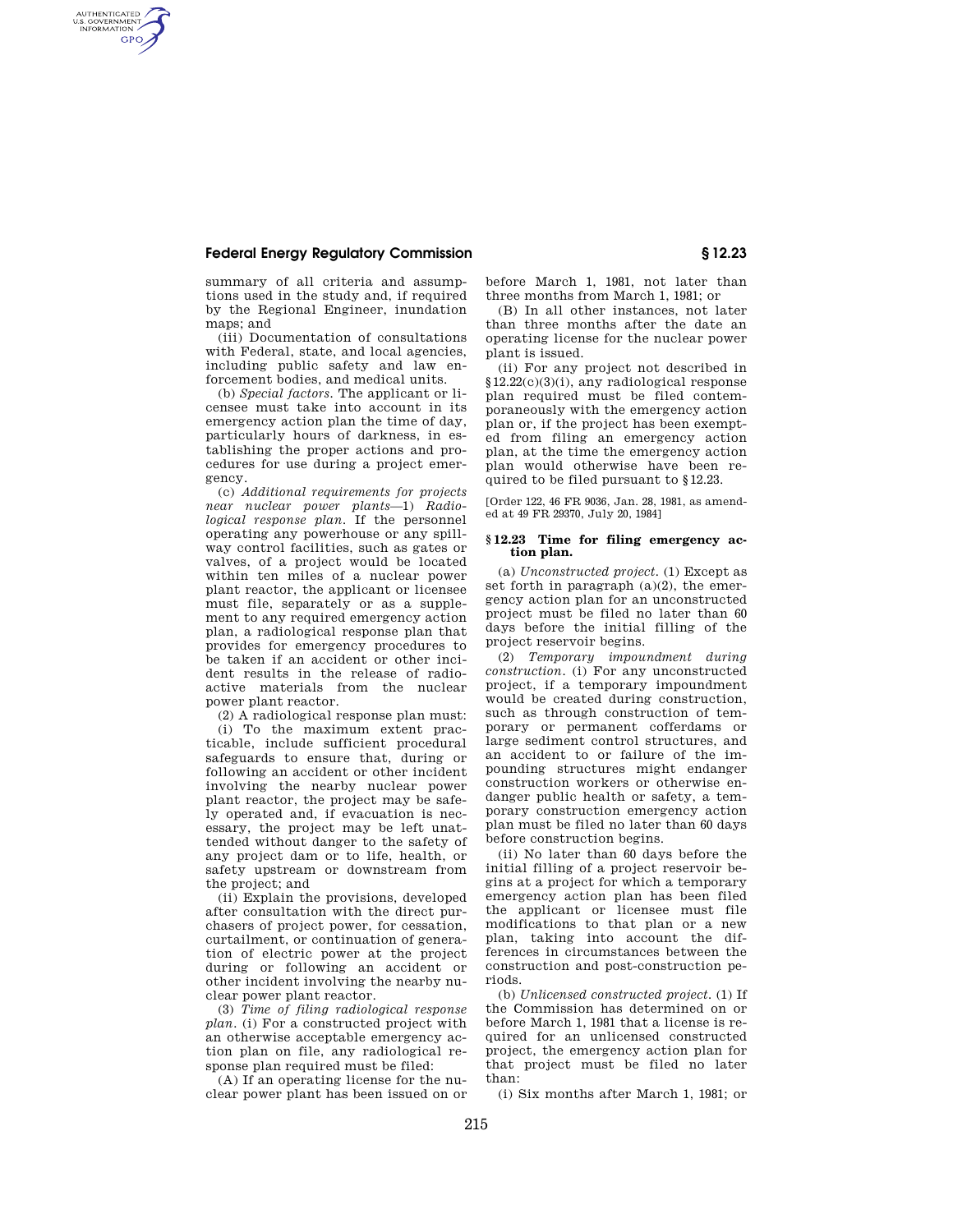summary of all criteria and assumptions used in the study and, if required by the Regional Engineer, inundation maps; and

(iii) Documentation of consultations with Federal, state, and local agencies, including public safety and law enforcement bodies, and medical units.

(b) *Special factors.* The applicant or licensee must take into account in its emergency action plan the time of day, particularly hours of darkness, in establishing the proper actions and procedures for use during a project emergency.

(c) *Additional requirements for projects near nuclear power plants*—1) *Radiological response plan.* If the personnel operating any powerhouse or any spillway control facilities, such as gates or valves, of a project would be located within ten miles of a nuclear power plant reactor, the applicant or licensee must file, separately or as a supplement to any required emergency action plan, a radiological response plan that provides for emergency procedures to be taken if an accident or other incident results in the release of radioactive materials from the nuclear power plant reactor.

(2) A radiological response plan must:

(i) To the maximum extent practicable, include sufficient procedural safeguards to ensure that, during or following an accident or other incident involving the nearby nuclear power plant reactor, the project may be safely operated and, if evacuation is necessary, the project may be left unattended without danger to the safety of any project dam or to life, health, or safety upstream or downstream from the project; and

(ii) Explain the provisions, developed after consultation with the direct purchasers of project power, for cessation, curtailment, or continuation of generation of electric power at the project during or following an accident or other incident involving the nearby nuclear power plant reactor.

(3) *Time of filing radiological response plan.* (i) For a constructed project with an otherwise acceptable emergency action plan on file, any radiological response plan required must be filed:

(A) If an operating license for the nuclear power plant has been issued on or before March 1, 1981, not later than three months from March 1, 1981; or

(B) In all other instances, not later than three months after the date an operating license for the nuclear power plant is issued.

(ii) For any project not described in §12.22(c)(3)(i), any radiological response plan required must be filed contemporaneously with the emergency action plan or, if the project has been exempted from filing an emergency action plan, at the time the emergency action plan would otherwise have been required to be filed pursuant to §12.23.

[Order 122, 46 FR 9036, Jan. 28, 1981, as amended at 49 FR 29370, July 20, 1984]

### § 12.23 Time for filing emergency action plan.

(a) *Unconstructed project.* (1) Except as set forth in paragraph (a)(2), the emergency action plan for an unconstructed project must be filed no later than 60 days before the initial filling of the project reservoir begins.

(2) *Temporary impoundment during construction.* (i) For any unconstructed project, if a temporary impoundment would be created during construction, such as through construction of temporary or permanent cofferdams or large sediment control structures, and an accident to or failure of the impounding structures might endanger construction workers or otherwise endanger public health or safety, a temporary construction emergency action plan must be filed no later than 60 days before construction begins.

(ii) No later than 60 days before the initial filling of a project reservoir begins at a project for which a temporary emergency action plan has been filed the applicant or licensee must file modifications to that plan or a new plan, taking into account the differences in circumstances between the construction and post-construction periods.

(b) *Unlicensed constructed project.* (1) If the Commission has determined on or before March 1, 1981 that a license is required for an unlicensed constructed project, the emergency action plan for that project must be filed no later than:

(i) Six months after March 1, 1981; or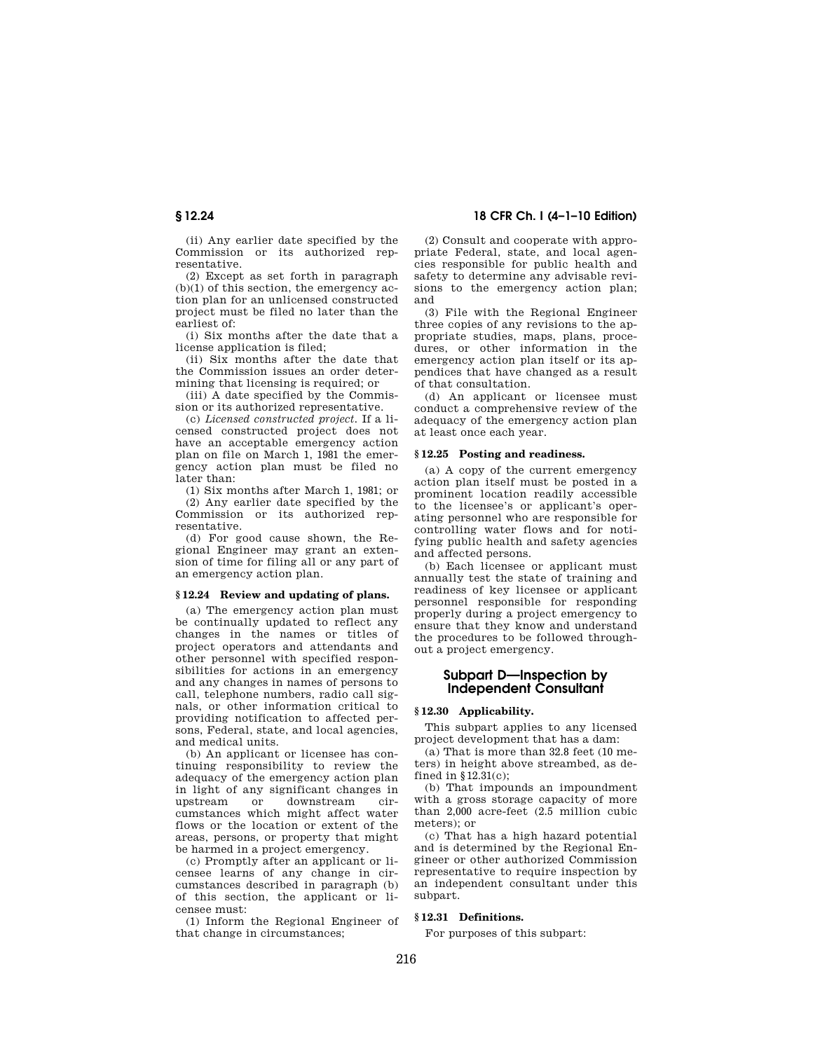(ii) Any earlier date specified by the Commission or its authorized representative.

(2) Except as set forth in paragraph (b)(1) of this section, the emergency action plan for an unlicensed constructed project must be filed no later than the earliest of:

(i) Six months after the date that a license application is filed;

(ii) Six months after the date that the Commission issues an order determining that licensing is required; or

(iii) A date specified by the Commission or its authorized representative.

(c) *Licensed constructed project.* If a licensed constructed project does not have an acceptable emergency action plan on file on March 1, 1981 the emergency action plan must be filed no later than:

(1) Six months after March 1, 1981; or

(2) Any earlier date specified by the Commission or its authorized representative.

(d) For good cause shown, the Regional Engineer may grant an extension of time for filing all or any part of an emergency action plan.

### § 12.24 Review and updating of plans.

(a) The emergency action plan must be continually updated to reflect any changes in the names or titles of project operators and attendants and other personnel with specified responsibilities for actions in an emergency and any changes in names of persons to call, telephone numbers, radio call signals, or other information critical to providing notification to affected persons, Federal, state, and local agencies, and medical units.

(b) An applicant or licensee has continuing responsibility to review the adequacy of the emergency action plan in light of any significant changes in upstream or downstream circumstances which might affect water flows or the location or extent of the areas, persons, or property that might be harmed in a project emergency.

(c) Promptly after an applicant or licensee learns of any change in circumstances described in paragraph (b) of this section, the applicant or licensee must:

(1) Inform the Regional Engineer of that change in circumstances;

(2) Consult and cooperate with appropriate Federal, state, and local agencies responsible for public health and safety to determine any advisable revisions to the emergency action plan; and

(3) File with the Regional Engineer three copies of any revisions to the appropriate studies, maps, plans, procedures, or other information in the emergency action plan itself or its appendices that have changed as a result of that consultation.

(d) An applicant or licensee must conduct a comprehensive review of the adequacy of the emergency action plan at least once each year.

### § 12.25 Posting and readiness.

(a) A copy of the current emergency action plan itself must be posted in a prominent location readily accessible to the licensee's or applicant's operating personnel who are responsible for controlling water flows and for notifying public health and safety agencies and affected persons.

(b) Each licensee or applicant must annually test the state of training and readiness of key licensee or applicant personnel responsible for responding properly during a project emergency to ensure that they know and understand the procedures to be followed throughout a project emergency.

## Subpart D—Inspection by Independent Consultant

### § 12.30 Applicability.

This subpart applies to any licensed project development that has a dam:

(a) That is more than 32.8 feet (10 meters) in height above streambed, as defined in §12.31(c);

(b) That impounds an impoundment with a gross storage capacity of more than 2,000 acre-feet (2.5 million cubic meters); or

(c) That has a high hazard potential and is determined by the Regional Engineer or other authorized Commission representative to require inspection by an independent consultant under this subpart.

### § 12.31 Definitions.

For purposes of this subpart: